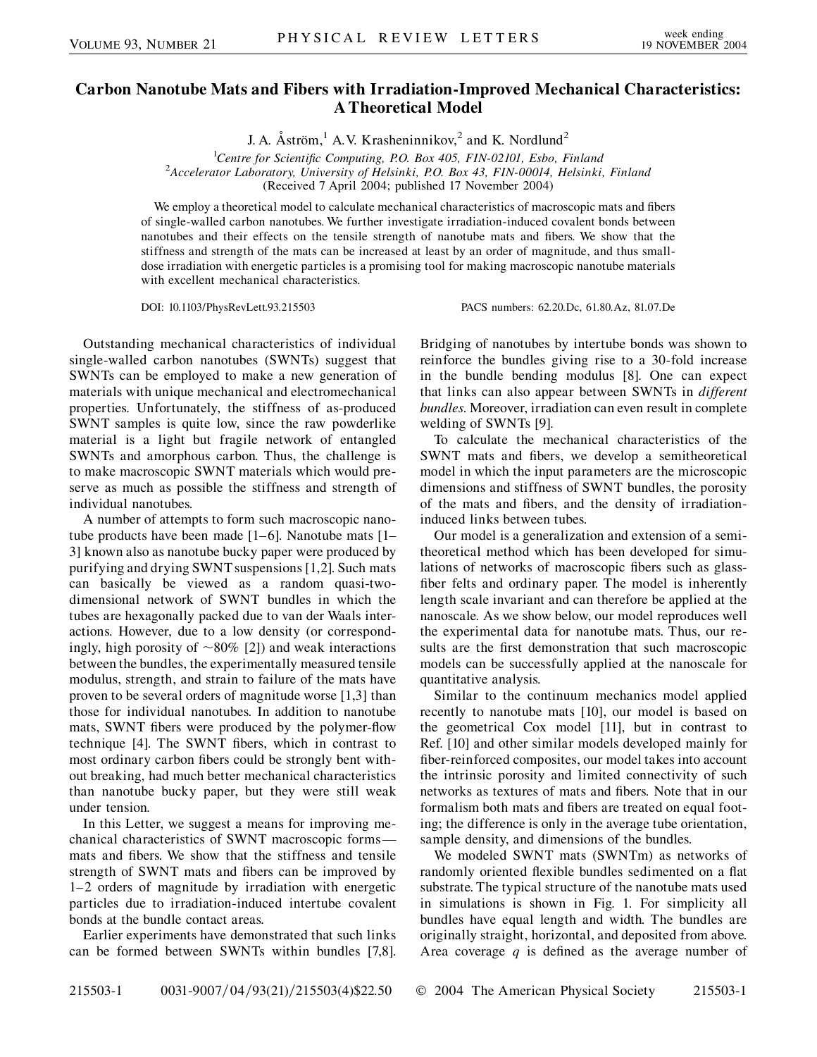# Carbon Nanotube Mats and Fibers with Irradiation-Improved Mechanical Characteristics: A Theoretical Model

J. A. Åström,[1] A. V. Krasheninnikov,[2] and K. Nordlund[2]

[1]Centre for Scientific Computing, P.O. Box 405, FIN-02101, Esbo, Finland
[2]Accelerator Laboratory, University of Helsinki, P.O. Box 43, FIN-00014, Helsinki, Finland
(Received 7 April 2004; published 17 November 2004)

We employ a theoretical model to calculate mechanical characteristics of macroscopic mats and fibers of single-walled carbon nanotubes. We further investigate irradiation-induced covalent bonds between nanotubes and their effects on the tensile strength of nanotube mats and fibers. We show that the stiffness and strength of the mats can be increased at least by an order of magnitude, and thus small-dose irradiation with energetic particles is a promising tool for making macroscopic nanotube materials with excellent mechanical characteristics.

DOI: 10.1103/PhysRevLett.93.215503 PACS numbers: 62.20.Dc, 61.80.Az, 81.07.De

Outstanding mechanical characteristics of individual single-walled carbon nanotubes (SWNTs) suggest that SWNTs can be employed to make a new generation of materials with unique mechanical and electromechanical properties. Unfortunately, the stiffness of as-produced SWNT samples is quite low, since the raw powderlike material is a light but fragile network of entangled SWNTs and amorphous carbon. Thus, the challenge is to make macroscopic SWNT materials which would preserve as much as possible the stiffness and strength of individual nanotubes.

A number of attempts to form such macroscopic nanotube products have been made [1–6]. Nanotube mats [1–3] known also as nanotube bucky paper were produced by purifying and drying SWNT suspensions [1,2]. Such mats can basically be viewed as a random quasi-two-dimensional network of SWNT bundles in which the tubes are hexagonally packed due to van der Waals interactions. However, due to a low density (or correspondingly, high porosity of $\sim$80% [2]) and weak interactions between the bundles, the experimentally measured tensile modulus, strength, and strain to failure of the mats have proven to be several orders of magnitude worse [1,3] than those for individual nanotubes. In addition to nanotube mats, SWNT fibers were produced by the polymer-flow technique [4]. The SWNT fibers, which in contrast to most ordinary carbon fibers could be strongly bent without breaking, had much better mechanical characteristics than nanotube bucky paper, but they were still weak under tension.

In this Letter, we suggest a means for improving mechanical characteristics of SWNT macroscopic forms—mats and fibers. We show that the stiffness and tensile strength of SWNT mats and fibers can be improved by 1–2 orders of magnitude by irradiation with energetic particles due to irradiation-induced intertube covalent bonds at the bundle contact areas.

Earlier experiments have demonstrated that such links can be formed between SWNTs within bundles [7,8]. Bridging of nanotubes by intertube bonds was shown to reinforce the bundles giving rise to a 30-fold increase in the bundle bending modulus [8]. One can expect that links can also appear between SWNTs in *different bundles*. Moreover, irradiation can even result in complete welding of SWNTs [9].

To calculate the mechanical characteristics of the SWNT mats and fibers, we develop a semitheoretical model in which the input parameters are the microscopic dimensions and stiffness of SWNT bundles, the porosity of the mats and fibers, and the density of irradiation-induced links between tubes.

Our model is a generalization and extension of a semitheoretical method which has been developed for simulations of networks of macroscopic fibers such as glass-fiber felts and ordinary paper. The model is inherently length scale invariant and can therefore be applied at the nanoscale. As we show below, our model reproduces well the experimental data for nanotube mats. Thus, our results are the first demonstration that such macroscopic models can be successfully applied at the nanoscale for quantitative analysis.

Similar to the continuum mechanics model applied recently to nanotube mats [10], our model is based on the geometrical Cox model [11], but in contrast to Ref. [10] and other similar models developed mainly for fiber-reinforced composites, our model takes into account the intrinsic porosity and limited connectivity of such networks as textures of mats and fibers. Note that in our formalism both mats and fibers are treated on equal footing; the difference is only in the average tube orientation, sample density, and dimensions of the bundles.

We modeled SWNT mats (SWNTm) as networks of randomly oriented flexible bundles sedimented on a flat substrate. The typical structure of the nanotube mats used in simulations is shown in Fig. 1. For simplicity all bundles have equal length and width. The bundles are originally straight, horizontal, and deposited from above. Area coverage $q$ is defined as the average number of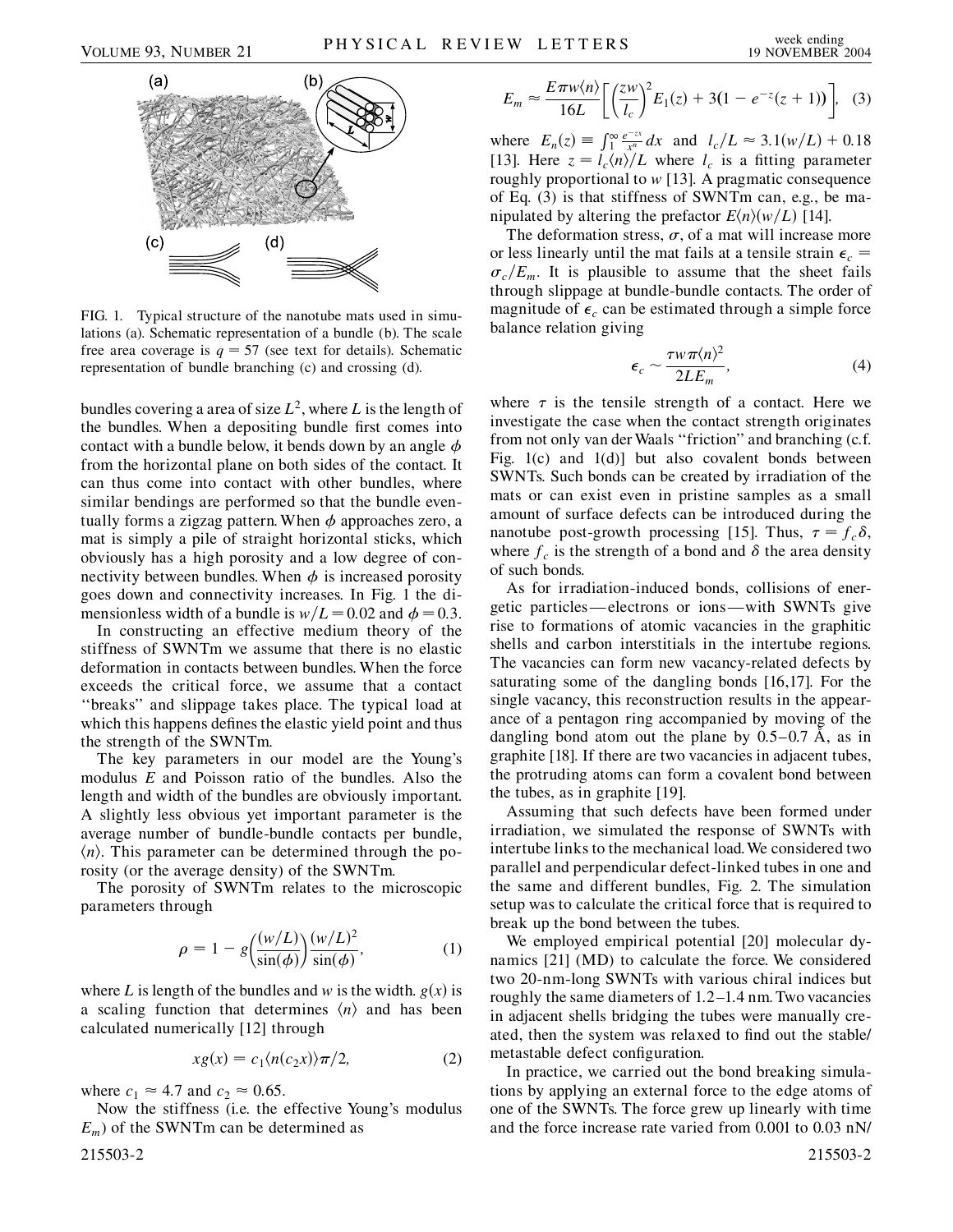FIG. 1. Typical structure of the nanotube mats used in simulations (a). Schematic representation of a bundle (b). The scale free area coverage is $q = 57$ (see text for details). Schematic representation of bundle branching (c) and crossing (d).

bundles covering a area of size $L^2$, where $L$ is the length of the bundles. When a depositing bundle first comes into contact with a bundle below, it bends down by an angle $\phi$ from the horizontal plane on both sides of the contact. It can thus come into contact with other bundles, where similar bendings are performed so that the bundle eventually forms a zigzag pattern. When $\phi$ approaches zero, a mat is simply a pile of straight horizontal sticks, which obviously has a high porosity and a low degree of connectivity between bundles. When $\phi$ is increased porosity goes down and connectivity increases. In Fig. 1 the dimensionless width of a bundle is $w/L = 0.02$ and $\phi = 0.3$.

In constructing an effective medium theory of the stiffness of SWNTm we assume that there is no elastic deformation in contacts between bundles. When the force exceeds the critical force, we assume that a contact "breaks" and slippage takes place. The typical load at which this happens defines the elastic yield point and thus the strength of the SWNTm.

The key parameters in our model are the Young's modulus $E$ and Poisson ratio of the bundles. Also the length and width of the bundles are obviously important. A slightly less obvious yet important parameter is the average number of bundle-bundle contacts per bundle, $\langle n \rangle$. This parameter can be determined through the porosity (or the average density) of the SWNTm.

The porosity of SWNTm relates to the microscopic parameters through

$$\rho = 1 - g\left(\frac{(w/L)}{\sin(\phi)}\right)\frac{(w/L)^2}{\sin(\phi)}, \tag{1}$$

where $L$ is length of the bundles and $w$ is the width. $g(x)$ is a scaling function that determines $\langle n \rangle$ and has been calculated numerically [12] through

$$xg(x) = c_1 \langle n(c_2 x) \rangle \pi/2, \tag{2}$$

where $c_1 \approx 4.7$ and $c_2 \approx 0.65$.

Now the stiffness (i.e. the effective Young's modulus $E_m$) of the SWNTm can be determined as

$$E_m \approx \frac{E\pi w \langle n \rangle}{16L}\left[\left(\frac{zw}{l_c}\right)^2 E_1(z) + 3(1 - e^{-z}(z+1))\right], \tag{3}$$

where $E_n(z) \equiv \int_1^\infty \frac{e^{-zx}}{x^n} dx$ and $l_c/L \approx 3.1(w/L) + 0.18$ [13]. Here $z = l_c\langle n \rangle / L$ where $l_c$ is a fitting parameter roughly proportional to $w$ [13]. A pragmatic consequence of Eq. (3) is that stiffness of SWNTm can, e.g., be manipulated by altering the prefactor $E\langle n \rangle (w/L)$ [14].

The deformation stress, $\sigma$, of a mat will increase more or less linearly until the mat fails at a tensile strain $\epsilon_c = \sigma_c/E_m$. It is plausible to assume that the sheet fails through slippage at bundle-bundle contacts. The order of magnitude of $\epsilon_c$ can be estimated through a simple force balance relation giving

$$\epsilon_c \sim \frac{\tau w \pi \langle n \rangle^2}{2LE_m}, \tag{4}$$

where $\tau$ is the tensile strength of a contact. Here we investigate the case when the contact strength originates from not only van der Waals "friction" and branching (c.f. Fig. 1(c) and 1(d)] but also covalent bonds between SWNTs. Such bonds can be created by irradiation of the mats or can exist even in pristine samples as a small amount of surface defects can be introduced during the nanotube post-growth processing [15]. Thus, $\tau = f_c\delta$, where $f_c$ is the strength of a bond and $\delta$ the area density of such bonds.

As for irradiation-induced bonds, collisions of energetic particles—electrons or ions—with SWNTs give rise to formations of atomic vacancies in the graphitic shells and carbon interstitials in the intertube regions. The vacancies can form new vacancy-related defects by saturating some of the dangling bonds [16,17]. For the single vacancy, this reconstruction results in the appearance of a pentagon ring accompanied by moving of the dangling bond atom out the plane by 0.5–0.7 Å, as in graphite [18]. If there are two vacancies in adjacent tubes, the protruding atoms can form a covalent bond between the tubes, as in graphite [19].

Assuming that such defects have been formed under irradiation, we simulated the response of SWNTs with intertube links to the mechanical load. We considered two parallel and perpendicular defect-linked tubes in one and the same and different bundles, Fig. 2. The simulation setup was to calculate the critical force that is required to break up the bond between the tubes.

We employed empirical potential [20] molecular dynamics [21] (MD) to calculate the force. We considered two 20-nm-long SWNTs with various chiral indices but roughly the same diameters of 1.2–1.4 nm. Two vacancies in adjacent shells bridging the tubes were manually created, then the system was relaxed to find out the stable/metastable defect configuration.

In practice, we carried out the bond breaking simulations by applying an external force to the edge atoms of one of the SWNTs. The force grew up linearly with time and the force increase rate varied from 0.001 to 0.03 nN/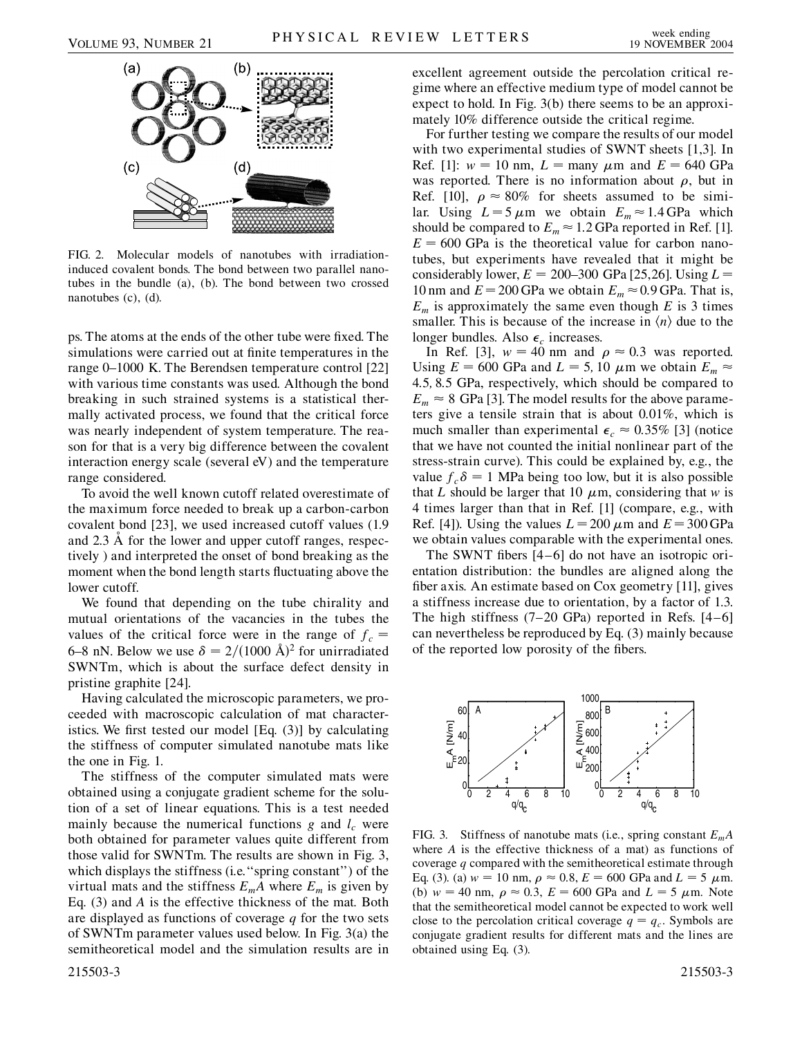FIG. 2. Molecular models of nanotubes with irradiation-induced covalent bonds. The bond between two parallel nanotubes in the bundle (a), (b). The bond between two crossed nanotubes (c), (d).

ps. The atoms at the ends of the other tube were fixed. The simulations were carried out at finite temperatures in the range 0–1000 K. The Berendsen temperature control [22] with various time constants was used. Although the bond breaking in such strained systems is a statistical thermally activated process, we found that the critical force was nearly independent of system temperature. The reason for that is a very big difference between the covalent interaction energy scale (several eV) and the temperature range considered.

To avoid the well known cutoff related overestimate of the maximum force needed to break up a carbon-carbon covalent bond [23], we used increased cutoff values (1.9 and 2.3 Å for the lower and upper cutoff ranges, respectively ) and interpreted the onset of bond breaking as the moment when the bond length starts fluctuating above the lower cutoff.

We found that depending on the tube chirality and mutual orientations of the vacancies in the tubes the values of the critical force were in the range of $f_c =$ 6–8 nN. Below we use $\delta = 2/(1000\ \text{Å})^2$ for unirradiated SWNTm, which is about the surface defect density in pristine graphite [24].

Having calculated the microscopic parameters, we proceeded with macroscopic calculation of mat characteristics. We first tested our model [Eq. (3)] by calculating the stiffness of computer simulated nanotube mats like the one in Fig. 1.

The stiffness of the computer simulated mats were obtained using a conjugate gradient scheme for the solution of a set of linear equations. This is a test needed mainly because the numerical functions $g$ and $l_c$ were both obtained for parameter values quite different from those valid for SWNTm. The results are shown in Fig. 3, which displays the stiffness (i.e. "spring constant") of the virtual mats and the stiffness $E_m A$ where $E_m$ is given by Eq. (3) and $A$ is the effective thickness of the mat. Both are displayed as functions of coverage $q$ for the two sets of SWNTm parameter values used below. In Fig. 3(a) the semitheoretical model and the simulation results are in excellent agreement outside the percolation critical regime where an effective medium type of model cannot be expect to hold. In Fig. 3(b) there seems to be an approximately 10% difference outside the critical regime.

For further testing we compare the results of our model with two experimental studies of SWNT sheets [1,3]. In Ref. [1]: $w = 10$ nm, $L =$ many $\mu$m and $E = 640$ GPa was reported. There is no information about $\rho$, but in Ref. [10], $\rho \approx 80\%$ for sheets assumed to be similar. Using $L = 5\ \mu$m we obtain $E_m \approx 1.4$ GPa which should be compared to $E_m \approx 1.2$ GPa reported in Ref. [1]. $E = 600$ GPa is the theoretical value for carbon nanotubes, but experiments have revealed that it might be considerably lower, $E = 200$–$300$ GPa [25,26]. Using $L =$ 10 nm and $E = 200$ GPa we obtain $E_m \approx 0.9$ GPa. That is, $E_m$ is approximately the same even though $E$ is 3 times smaller. This is because of the increase in $\langle n \rangle$ due to the longer bundles. Also $\epsilon_c$ increases.

In Ref. [3], $w = 40$ nm and $\rho \approx 0.3$ was reported. Using $E = 600$ GPa and $L = 5, 10\ \mu$m we obtain $E_m \approx$ 4.5, 8.5 GPa, respectively, which should be compared to $E_m \approx 8$ GPa [3]. The model results for the above parameters give a tensile strain that is about 0.01%, which is much smaller than experimental $\epsilon_c \approx 0.35\%$ [3] (notice that we have not counted the initial nonlinear part of the stress-strain curve). This could be explained by, e.g., the value $f_c\delta = 1$ MPa being too low, but it is also possible that $L$ should be larger that 10 $\mu$m, considering that $w$ is 4 times larger than that in Ref. [1] (compare, e.g., with Ref. [4]). Using the values $L = 200\ \mu$m and $E = 300$ GPa we obtain values comparable with the experimental ones.

The SWNT fibers [4–6] do not have an isotropic orientation distribution: the bundles are aligned along the fiber axis. An estimate based on Cox geometry [11], gives a stiffness increase due to orientation, by a factor of 1.3. The high stiffness (7–20 GPa) reported in Refs. [4–6] can nevertheless be reproduced by Eq. (3) mainly because of the reported low porosity of the fibers.

FIG. 3. Stiffness of nanotube mats (i.e., spring constant $E_m A$ where $A$ is the effective thickness of a mat) as functions of coverage $q$ compared with the semitheoretical estimate through Eq. (3). (a) $w = 10$ nm, $\rho \approx 0.8$, $E = 600$ GPa and $L = 5\ \mu$m. (b) $w = 40$ nm, $\rho \approx 0.3$, $E = 600$ GPa and $L = 5\ \mu$m. Note that the semitheoretical model cannot be expected to work well close to the percolation critical coverage $q = q_c$. Symbols are conjugate gradient results for different mats and the lines are obtained using Eq. (3).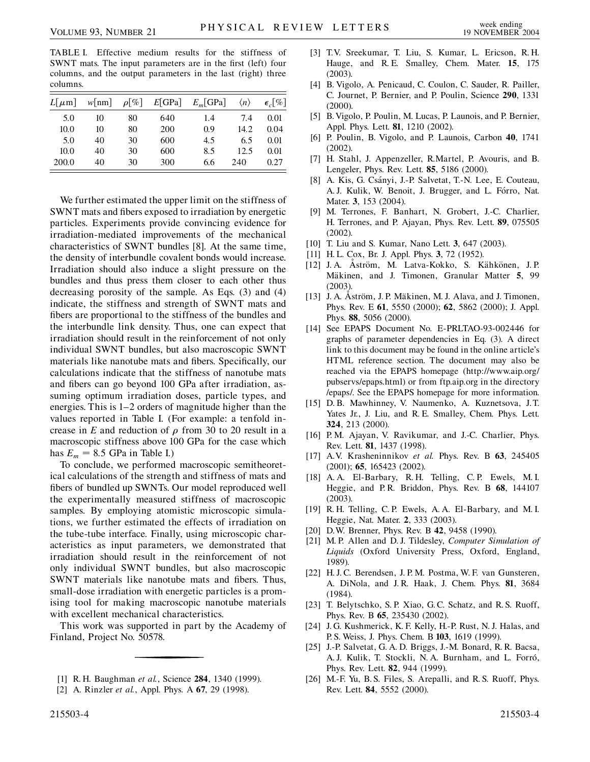TABLE I. Effective medium results for the stiffness of SWNT mats. The input parameters are in the first (left) four columns, and the output parameters in the last (right) three columns.

| $L[\mu\text{m}]$ | $w[\text{nm}]$ | $\rho[\%]$ | $E[\text{GPa}]$ | $E_m[\text{GPa}]$ | $\langle n \rangle$ | $\epsilon_c[\%]$ |
|---|---|---|---|---|---|---|
| 5.0 | 10 | 80 | 640 | 1.4 | 7.4 | 0.01 |
| 10.0 | 10 | 80 | 200 | 0.9 | 14.2 | 0.04 |
| 5.0 | 40 | 30 | 600 | 4.5 | 6.5 | 0.01 |
| 10.0 | 40 | 30 | 600 | 8.5 | 12.5 | 0.01 |
| 200.0 | 40 | 30 | 300 | 6.6 | 240 | 0.27 |

We further estimated the upper limit on the stiffness of SWNT mats and fibers exposed to irradiation by energetic particles. Experiments provide convincing evidence for irradiation-mediated improvements of the mechanical characteristics of SWNT bundles [8]. At the same time, the density of interbundle covalent bonds would increase. Irradiation should also induce a slight pressure on the bundles and thus press them closer to each other thus decreasing porosity of the sample. As Eqs. (3) and (4) indicate, the stiffness and strength of SWNT mats and fibers are proportional to the stiffness of the bundles and the interbundle link density. Thus, one can expect that irradiation should result in the reinforcement of not only individual SWNT bundles, but also macroscopic SWNT materials like nanotube mats and fibers. Specifically, our calculations indicate that the stiffness of nanotube mats and fibers can go beyond 100 GPa after irradiation, assuming optimum irradiation doses, particle types, and energies. This is 1–2 orders of magnitude higher than the values reported in Table I. (For example: a tenfold increase in $E$ and reduction of $\rho$ from 30 to 20 result in a macroscopic stiffness above 100 GPa for the case which has $E_m = 8.5$ GPa in Table I.)

To conclude, we performed macroscopic semitheoretical calculations of the strength and stiffness of mats and fibers of bundled up SWNTs. Our model reproduced well the experimentally measured stiffness of macroscopic samples. By employing atomistic microscopic simulations, we further estimated the effects of irradiation on the tube-tube interface. Finally, using microscopic characteristics as input parameters, we demonstrated that irradiation should result in the reinforcement of not only individual SWNT bundles, but also macroscopic SWNT materials like nanotube mats and fibers. Thus, small-dose irradiation with energetic particles is a promising tool for making macroscopic nanotube materials with excellent mechanical characteristics.

This work was supported in part by the Academy of Finland, Project No. 50578.

---

[1] R. H. Baughman *et al.*, Science **284**, 1340 (1999).

[2] A. Rinzler *et al.*, Appl. Phys. A **67**, 29 (1998).

[3] T.V. Sreekumar, T. Liu, S. Kumar, L. Ericson, R. H. Hauge, and R. E. Smalley, Chem. Mater. **15**, 175 (2003).

[4] B. Vigolo, A. Penicaud, C. Coulon, C. Sauder, R. Pailler, C. Journet, P. Bernier, and P. Poulin, Science **290**, 1331 (2000).

[5] B. Vigolo, P. Poulin, M. Lucas, P. Launois, and P. Bernier, Appl. Phys. Lett. **81**, 1210 (2002).

[6] P. Poulin, B. Vigolo, and P. Launois, Carbon **40**, 1741 (2002).

[7] H. Stahl, J. Appenzeller, R.Martel, P. Avouris, and B. Lengeler, Phys. Rev. Lett. **85**, 5186 (2000).

[8] A. Kis, G. Csányi, J.-P. Salvetat, T.-N. Lee, E. Couteau, A. J. Kulik, W. Benoit, J. Brugger, and L. Fórro, Nat. Mater. **3**, 153 (2004).

[9] M. Terrones, F. Banhart, N. Grobert, J.-C. Charlier, H. Terrones, and P. Ajayan, Phys. Rev. Lett. **89**, 075505 (2002).

[10] T. Liu and S. Kumar, Nano Lett. **3**, 647 (2003).

[11] H. L. Cox, Br. J. Appl. Phys. **3**, 72 (1952).

[12] J. A. Åström, M. Latva-Kokko, S. Kähkönen, J. P. Mäkinen, and J. Timonen, Granular Matter **5**, 99 (2003).

[13] J. A. Åström, J. P. Mäkinen, M. J. Alava, and J. Timonen, Phys. Rev. E **61**, 5550 (2000); **62**, 5862 (2000); J. Appl. Phys. **88**, 5056 (2000).

[14] See EPAPS Document No. E-PRLTAO-93-002446 for graphs of parameter dependencies in Eq. (3). A direct link to this document may be found in the online article's HTML reference section. The document may also be reached via the EPAPS homepage (http://www.aip.org/pubservs/epaps.html) or from ftp.aip.org in the directory /epaps/. See the EPAPS homepage for more information.

[15] D. B. Mawhinney, V. Naumenko, A. Kuznetsova, J. T. Yates Jr., J. Liu, and R. E. Smalley, Chem. Phys. Lett. **324**, 213 (2000).

[16] P. M. Ajayan, V. Ravikumar, and J.-C. Charlier, Phys. Rev. Lett. **81**, 1437 (1998).

[17] A.V. Krasheninnikov *et al.* Phys. Rev. B **63**, 245405 (2001); **65**, 165423 (2002).

[18] A. A. El-Barbary, R. H. Telling, C. P. Ewels, M. I. Heggie, and P. R. Briddon, Phys. Rev. B **68**, 144107 (2003).

[19] R. H. Telling, C. P. Ewels, A. A. El-Barbary, and M. I. Heggie, Nat. Mater. **2**, 333 (2003).

[20] D.W. Brenner, Phys. Rev. B **42**, 9458 (1990).

[21] M. P. Allen and D. J. Tildesley, *Computer Simulation of Liquids* (Oxford University Press, Oxford, England, 1989).

[22] H. J. C. Berendsen, J. P. M. Postma, W. F. van Gunsteren, A. DiNola, and J. R. Haak, J. Chem. Phys. **81**, 3684 (1984).

[23] T. Belytschko, S. P. Xiao, G. C. Schatz, and R. S. Ruoff, Phys. Rev. B **65**, 235430 (2002).

[24] J. G. Kushmerick, K. F. Kelly, H.-P. Rust, N. J. Halas, and P. S. Weiss, J. Phys. Chem. B **103**, 1619 (1999).

[25] J.-P. Salvetat, G. A. D. Briggs, J.-M. Bonard, R. R. Bacsa, A. J. Kulik, T. Stockli, N. A. Burnham, and L. Forró, Phys. Rev. Lett. **82**, 944 (1999).

[26] M.-F. Yu, B. S. Files, S. Arepalli, and R. S. Ruoff, Phys. Rev. Lett. **84**, 5552 (2000).